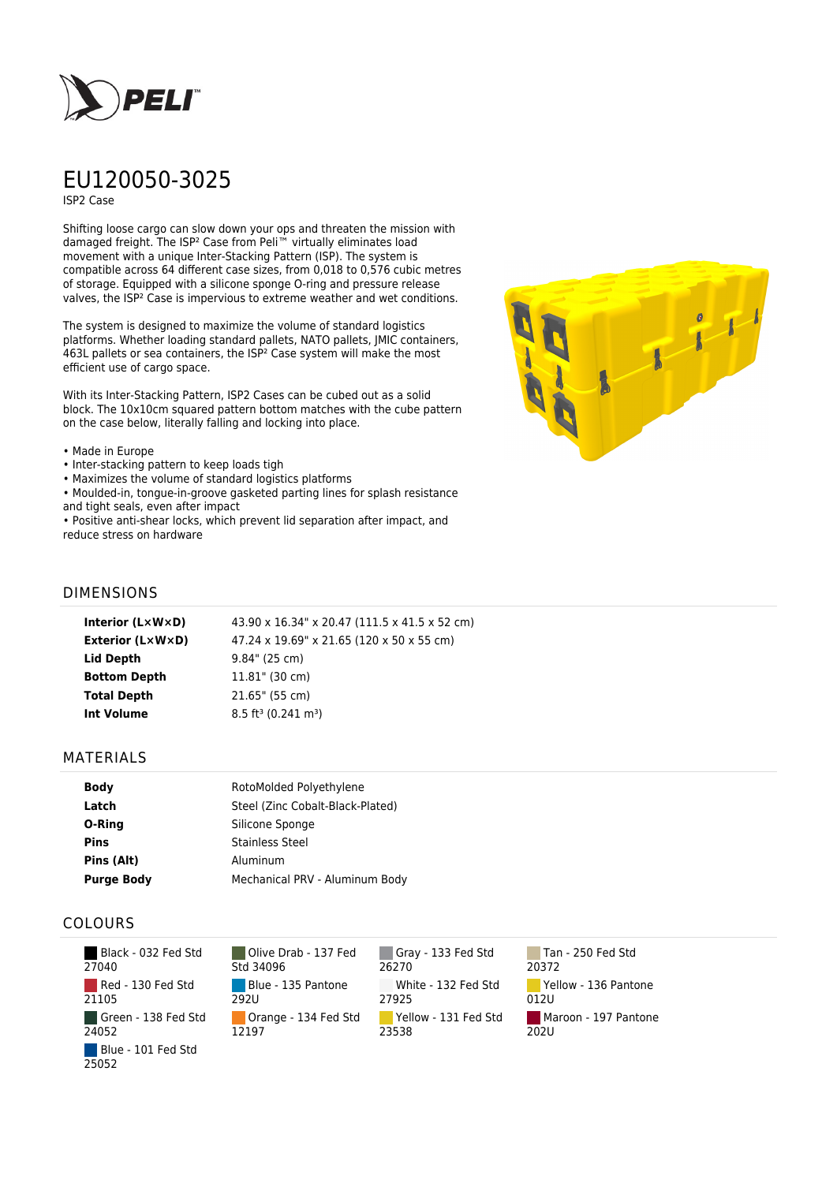# EU120050-3025

ISP2 Case

Shifting loose cargo can slow down your ops and threaten the mission with damaged freight. The ISP² Case from Peli™ virtually eliminates load movement with a unique Inter-Stacking Pattern (ISP). The system is compatible across 64 different case sizes, from 0,018 to 0,576 cubic metres of storage. Equipped with a silicone sponge O-ring and pressure release valves, the ISP² Case is impervious to extreme weather and wet conditions.

The system is designed to maximize the volume of standard logistics platforms. Whether loading standard pallets, NATO pallets, JMIC containers, 463L pallets or sea containers, the ISP² Case system will make the most efficient use of cargo space.

With its Inter-Stacking Pattern, ISP2 Cases can be cubed out as a solid block. The 10x10cm squared pattern bottom matches with the cube pattern on the case below, literally falling and locking into place.

- Made in Europe
- Inter-stacking pattern to keep loads tigh
- Maximizes the volume of standard logistics platforms
- Moulded-in, tongue-in-groove gasketed parting lines for splash resistance and tight seals, even after impact
- Positive anti-shear locks, which prevent lid separation after impact, and reduce stress on hardware

## DIMENSIONS

| | |
|---|---|
| **Interior (L×W×D)** | 43.90 x 16.34" x 20.47 (111.5 x 41.5 x 52 cm) |
| **Exterior (L×W×D)** | 47.24 x 19.69" x 21.65 (120 x 50 x 55 cm) |
| **Lid Depth** | 9.84" (25 cm) |
| **Bottom Depth** | 11.81" (30 cm) |
| **Total Depth** | 21.65" (55 cm) |
| **Int Volume** | 8.5 ft³ (0.241 m³) |

## MATERIALS

| | |
|---|---|
| **Body** | RotoMolded Polyethylene |
| **Latch** | Steel (Zinc Cobalt-Black-Plated) |
| **O-Ring** | Silicone Sponge |
| **Pins** | Stainless Steel |
| **Pins (Alt)** | Aluminum |
| **Purge Body** | Mechanical PRV - Aluminum Body |

## COLOURS

| | | | |
|---|---|---|---|
| Black - 032 Fed Std 27040 | Olive Drab - 137 Fed Std 34096 | Gray - 133 Fed Std 26270 | Tan - 250 Fed Std 20372 |
| Red - 130 Fed Std 21105 | Blue - 135 Pantone 292U | White - 132 Fed Std 27925 | Yellow - 136 Pantone 012U |
| Green - 138 Fed Std 24052 | Orange - 134 Fed Std 12197 | Yellow - 131 Fed Std 23538 | Maroon - 197 Pantone 202U |
| Blue - 101 Fed Std 25052 | | | |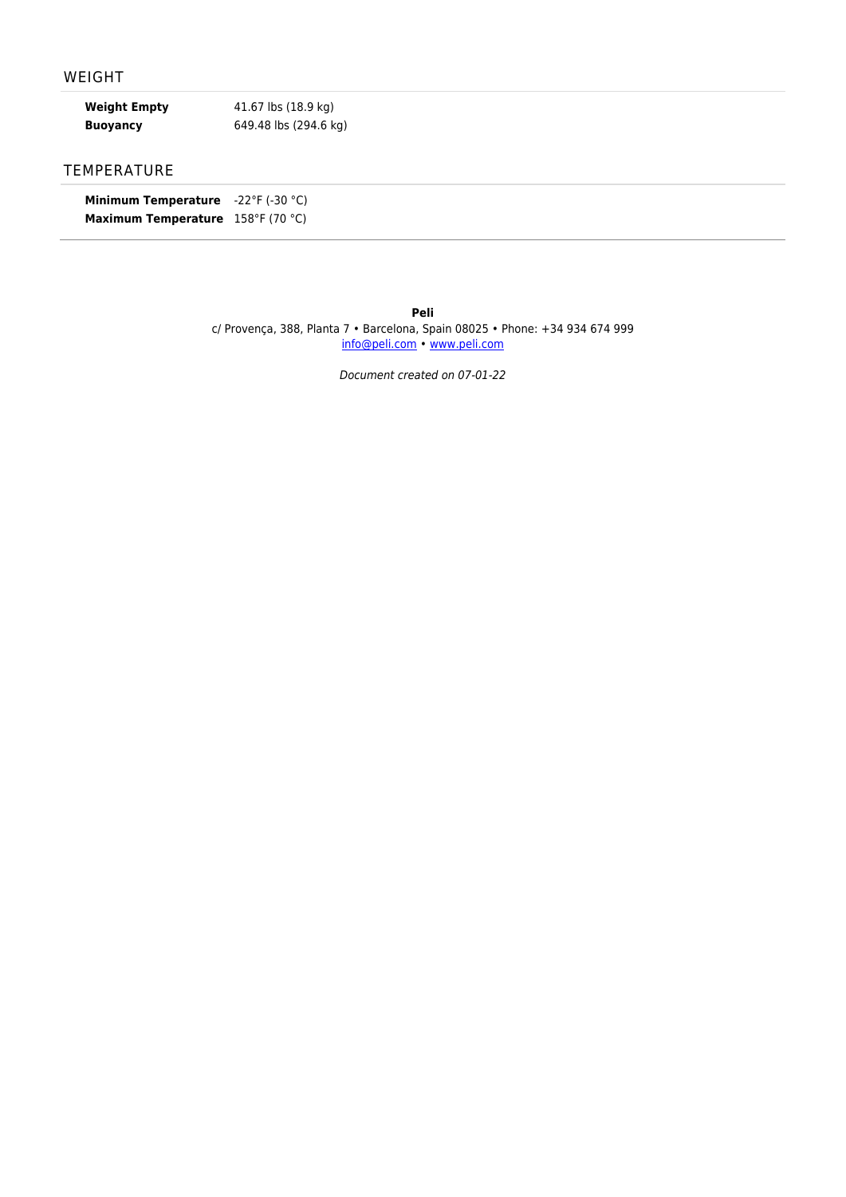## WEIGHT

| | |
|---|---|
| **Weight Empty** | 41.67 lbs (18.9 kg) |
| **Buoyancy** | 649.48 lbs (294.6 kg) |

## TEMPERATURE

| | |
|---|---|
| **Minimum Temperature** | -22°F (-30 °C) |
| **Maximum Temperature** | 158°F (70 °C) |

**Peli**
c/ Provença, 388, Planta 7 • Barcelona, Spain 08025 • Phone: +34 934 674 999
info@peli.com • www.peli.com

*Document created on 07-01-22*